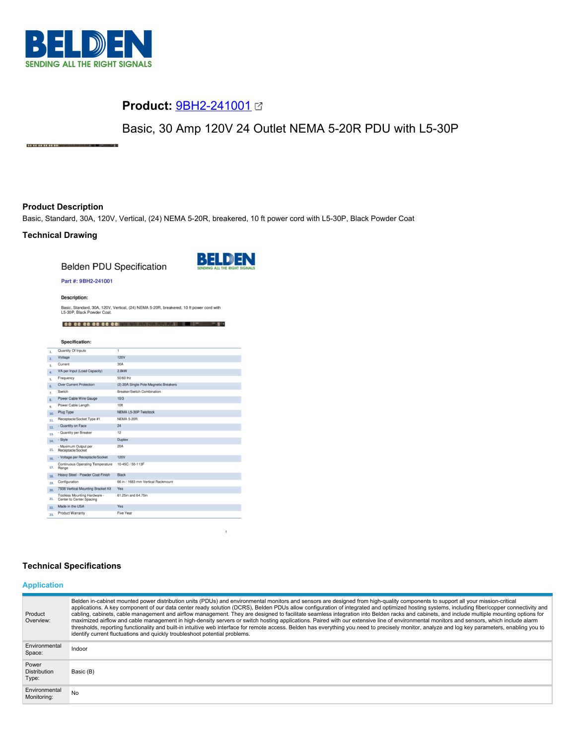**Product:** 9BH2-241001

Basic, 30 Amp 120V 24 Outlet NEMA 5-20R PDU with L5-30P

## Product Description

Basic, Standard, 30A, 120V, Vertical, (24) NEMA 5-20R, breakered, 10 ft power cord with L5-30P, Black Powder Coat

## Technical Drawing

Belden PDU Specification

**Part #: 9BH2-241001**

**Description:**

Basic, Standard, 30A, 120V, Vertical, (24) NEMA 5-20R, breakered, 10 ft power cord with L5-30P, Black Powder Coat.

**Specification:**

| # | Item | Value |
|---|---|---|
| 1. | Quantity Of Inputs | 1 |
| 2. | Voltage | 120V |
| 3. | Current | 30A |
| 4. | VA per Input (Load Capacity) | 2.8kW |
| 5. | Frequency | 50/60 Hz |
| 6. | Over Current Protection | (2) 20A Single Pole Magnetic Breakers |
| 7. | Switch | Breaker/Switch Combination |
| 8. | Power Cable Wire Gauge | 10/3 |
| 9. | Power Cable Length | 10ft |
| 10. | Plug Type | NEMA L5-30P Twistlock |
| 11. | Receptacle/Socket Type #1 | NEMA 5-20R |
| 12. | - Quantity on Face | 24 |
| 13. | - Quantity per Breaker | 12 |
| 14. | - Style | Duplex |
| 15. | - Maximum Output per Receptacle/Socket | 20A |
| 16. | - Voltage per Receptacle/Socket | 120V |
| 17. | Continuous Operating Temperature Range | 10-45C / 50-113F |
| 18. | Heavy Steel - Powder Coat Finish | Black |
| 19. | Configuration | 66 in / 1683 mm Vertical Rackmount |
| 20. | 7938 Vertical Mounting Bracket Kit | Yes |
| 21. | Toolless Mounting Hardware - Center to Center Spacing | 61.25in and 64.75in |
| 22. | Made in the USA | Yes |
| 23. | Product Warranty | Five Year |

## Technical Specifications

### Application

| | |
|---|---|
| Product Overview: | Belden in-cabinet mounted power distribution units (PDUs) and environmental monitors and sensors are designed from high-quality components to support all your mission-critical applications. A key component of our data center ready solution (DCRS), Belden PDUs allow configuration of integrated and optimized hosting systems, including fiber/copper connectivity and cabling, cabinets, cable management and airflow management. They are designed to facilitate seamless integration into Belden racks and cabinets, and include multiple mounting options for maximized airflow and cable management in high-density servers or switch hosting applications. Paired with our extensive line of environmental monitors and sensors, which include alarm thresholds, reporting functionality and built-in intuitive web interface for remote access. Belden has everything you need to precisely monitor, analyze and log key parameters, enabling you to identify current fluctuations and quickly troubleshoot potential problems. |
| Environmental Space: | Indoor |
| Power Distribution Type: | Basic (B) |
| Environmental Monitoring: | No |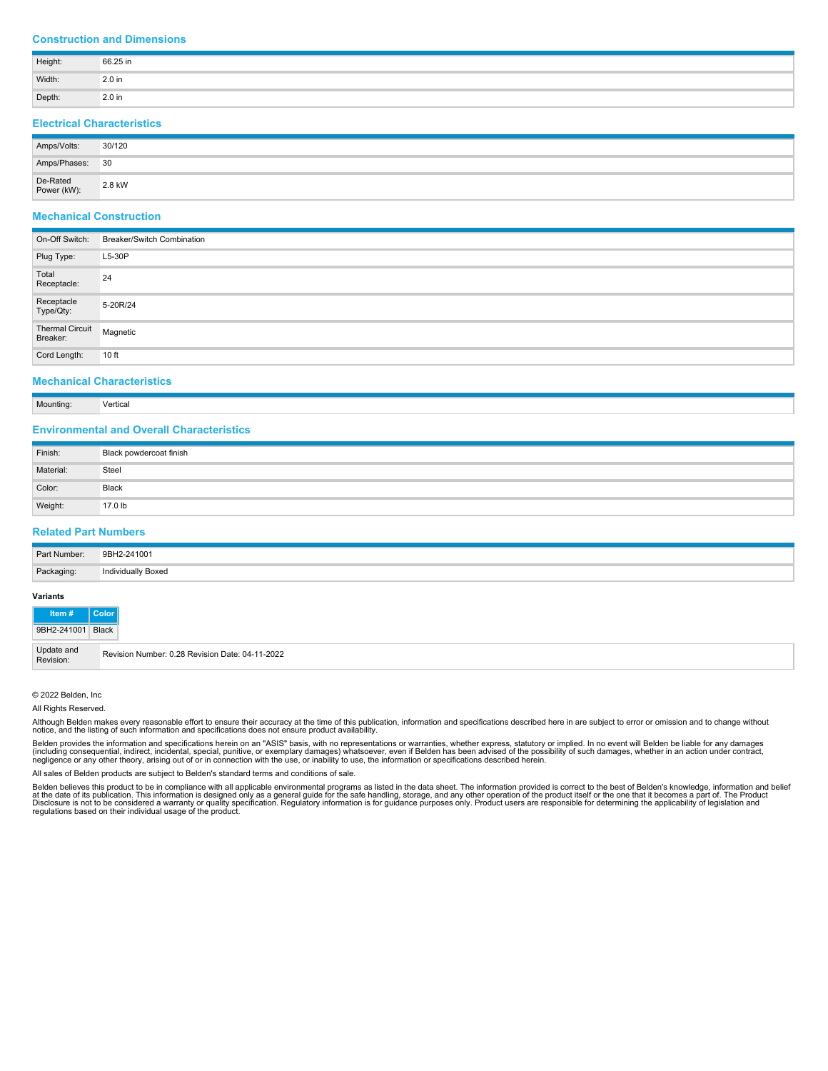## Construction and Dimensions

| | |
|---|---|
| Height: | 66.25 in |
| Width: | 2.0 in |
| Depth: | 2.0 in |

## Electrical Characteristics

| | |
|---|---|
| Amps/Volts: | 30/120 |
| Amps/Phases: | 30 |
| De-Rated Power (kW): | 2.8 kW |

## Mechanical Construction

| | |
|---|---|
| On-Off Switch: | Breaker/Switch Combination |
| Plug Type: | L5-30P |
| Total Receptacle: | 24 |
| Receptacle Type/Qty: | 5-20R/24 |
| Thermal Circuit Breaker: | Magnetic |
| Cord Length: | 10 ft |

## Mechanical Characteristics

| | |
|---|---|
| Mounting: | Vertical |

## Environmental and Overall Characteristics

| | |
|---|---|
| Finish: | Black powdercoat finish |
| Material: | Steel |
| Color: | Black |
| Weight: | 17.0 lb |

## Related Part Numbers

| | |
|---|---|
| Part Number: | 9BH2-241001 |
| Packaging: | Individually Boxed |

**Variants**

| Item # | Color |
|---|---|
| 9BH2-241001 | Black |

| | |
|---|---|
| Update and Revision: | Revision Number: 0.28 Revision Date: 04-11-2022 |

© 2022 Belden, Inc

All Rights Reserved.

Although Belden makes every reasonable effort to ensure their accuracy at the time of this publication, information and specifications described here in are subject to error or omission and to change without notice, and the listing of such information and specifications does not ensure product availability.

Belden provides the information and specifications herein on an "ASIS" basis, with no representations or warranties, whether express, statutory or implied. In no event will Belden be liable for any damages (including consequential, indirect, incidental, special, punitive, or exemplary damages) whatsoever, even if Belden has been advised of the possibility of such damages, whether in an action under contract, negligence or any other theory, arising out of or in connection with the use, or inability to use, the information or specifications described herein.

All sales of Belden products are subject to Belden's standard terms and conditions of sale.

Belden believes this product to be in compliance with all applicable environmental programs as listed in the data sheet. The information provided is correct to the best of Belden's knowledge, information and belief at the date of its publication. This information is designed only as a general guide for the safe handling, storage, and any other operation of the product itself or the one that it becomes a part of. The Product Disclosure is not to be considered a warranty or quality specification. Regulatory information is for guidance purposes only. Product users are responsible for determining the applicability of legislation and regulations based on their individual usage of the product.